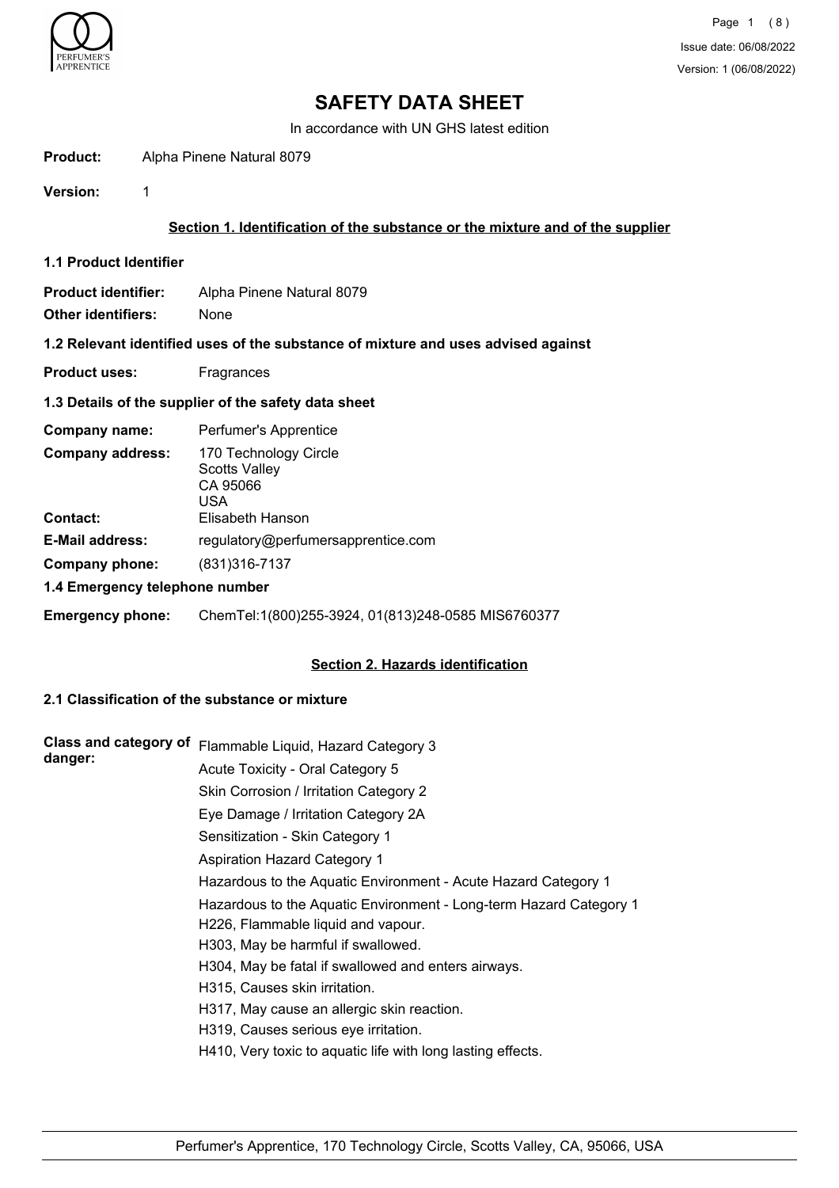# SAFETY DATA SHEET

In accordance with UN GHS latest edition

**Product:** Alpha Pinene Natural 8079

**Version:** 1

## Section 1. Identification of the substance or the mixture and of the supplier

### 1.1 Product Identifier

**Product identifier:** Alpha Pinene Natural 8079

**Other identifiers:** None

### 1.2 Relevant identified uses of the substance of mixture and uses advised against

**Product uses:** Fragrances

### 1.3 Details of the supplier of the safety data sheet

**Company name:** Perfumer's Apprentice

**Company address:** 170 Technology Circle
Scotts Valley
CA 95066
USA

**Contact:** Elisabeth Hanson

**E-Mail address:** regulatory@perfumersapprentice.com

**Company phone:** (831)316-7137

### 1.4 Emergency telephone number

**Emergency phone:** ChemTel:1(800)255-3924, 01(813)248-0585 MIS6760377

## Section 2. Hazards identification

### 2.1 Classification of the substance or mixture

**Class and category of danger:**

Flammable Liquid, Hazard Category 3

Acute Toxicity - Oral Category 5

Skin Corrosion / Irritation Category 2

Eye Damage / Irritation Category 2A

Sensitization - Skin Category 1

Aspiration Hazard Category 1

Hazardous to the Aquatic Environment - Acute Hazard Category 1

Hazardous to the Aquatic Environment - Long-term Hazard Category 1

H226, Flammable liquid and vapour.

H303, May be harmful if swallowed.

H304, May be fatal if swallowed and enters airways.

H315, Causes skin irritation.

H317, May cause an allergic skin reaction.

H319, Causes serious eye irritation.

H410, Very toxic to aquatic life with long lasting effects.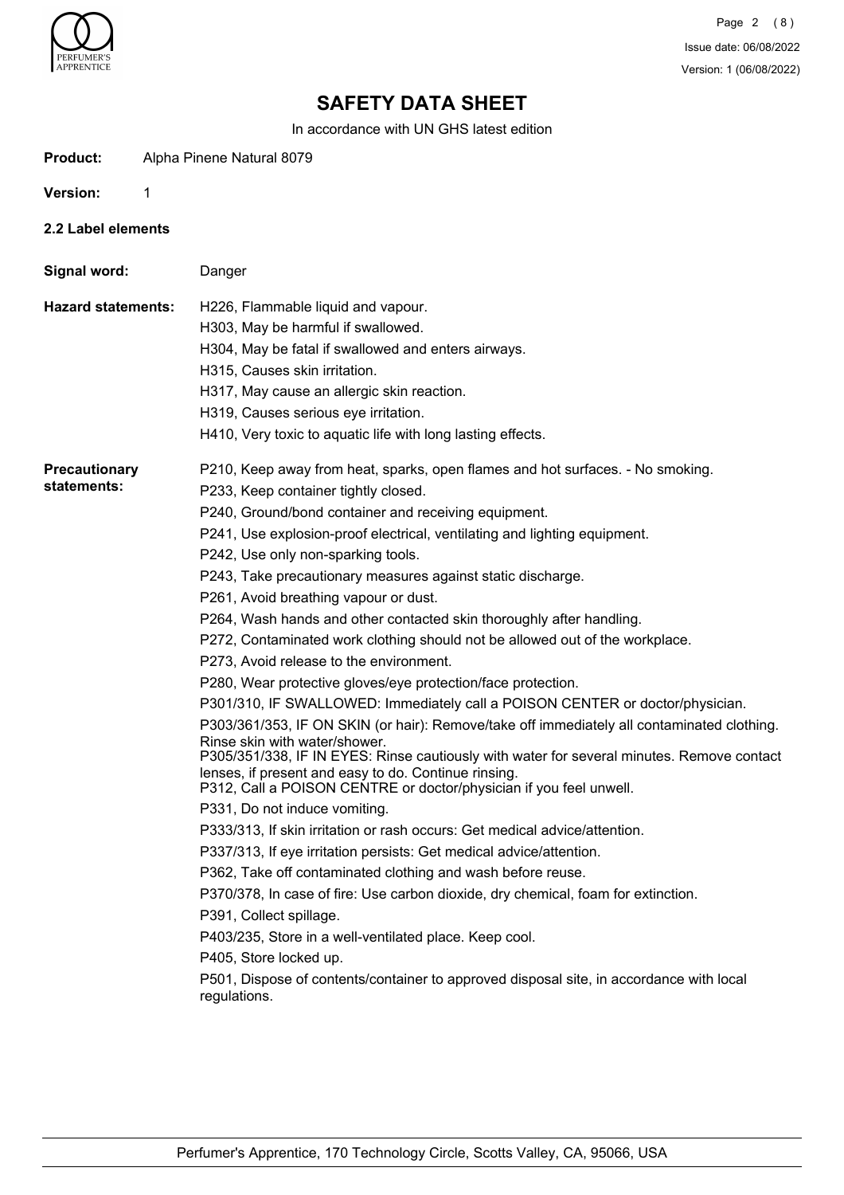# SAFETY DATA SHEET

In accordance with UN GHS latest edition

**Product:** Alpha Pinene Natural 8079

**Version:** 1

### 2.2 Label elements

**Signal word:** Danger

**Hazard statements:**

H226, Flammable liquid and vapour.
H303, May be harmful if swallowed.
H304, May be fatal if swallowed and enters airways.
H315, Causes skin irritation.
H317, May cause an allergic skin reaction.
H319, Causes serious eye irritation.
H410, Very toxic to aquatic life with long lasting effects.

**Precautionary statements:**

P210, Keep away from heat, sparks, open flames and hot surfaces. - No smoking.
P233, Keep container tightly closed.
P240, Ground/bond container and receiving equipment.
P241, Use explosion-proof electrical, ventilating and lighting equipment.
P242, Use only non-sparking tools.
P243, Take precautionary measures against static discharge.
P261, Avoid breathing vapour or dust.
P264, Wash hands and other contacted skin thoroughly after handling.
P272, Contaminated work clothing should not be allowed out of the workplace.
P273, Avoid release to the environment.
P280, Wear protective gloves/eye protection/face protection.
P301/310, IF SWALLOWED: Immediately call a POISON CENTER or doctor/physician.
P303/361/353, IF ON SKIN (or hair): Remove/take off immediately all contaminated clothing. Rinse skin with water/shower.
P305/351/338, IF IN EYES: Rinse cautiously with water for several minutes. Remove contact lenses, if present and easy to do. Continue rinsing.
P312, Call a POISON CENTRE or doctor/physician if you feel unwell.
P331, Do not induce vomiting.
P333/313, If skin irritation or rash occurs: Get medical advice/attention.
P337/313, If eye irritation persists: Get medical advice/attention.
P362, Take off contaminated clothing and wash before reuse.
P370/378, In case of fire: Use carbon dioxide, dry chemical, foam for extinction.
P391, Collect spillage.
P403/235, Store in a well-ventilated place. Keep cool.
P405, Store locked up.
P501, Dispose of contents/container to approved disposal site, in accordance with local regulations.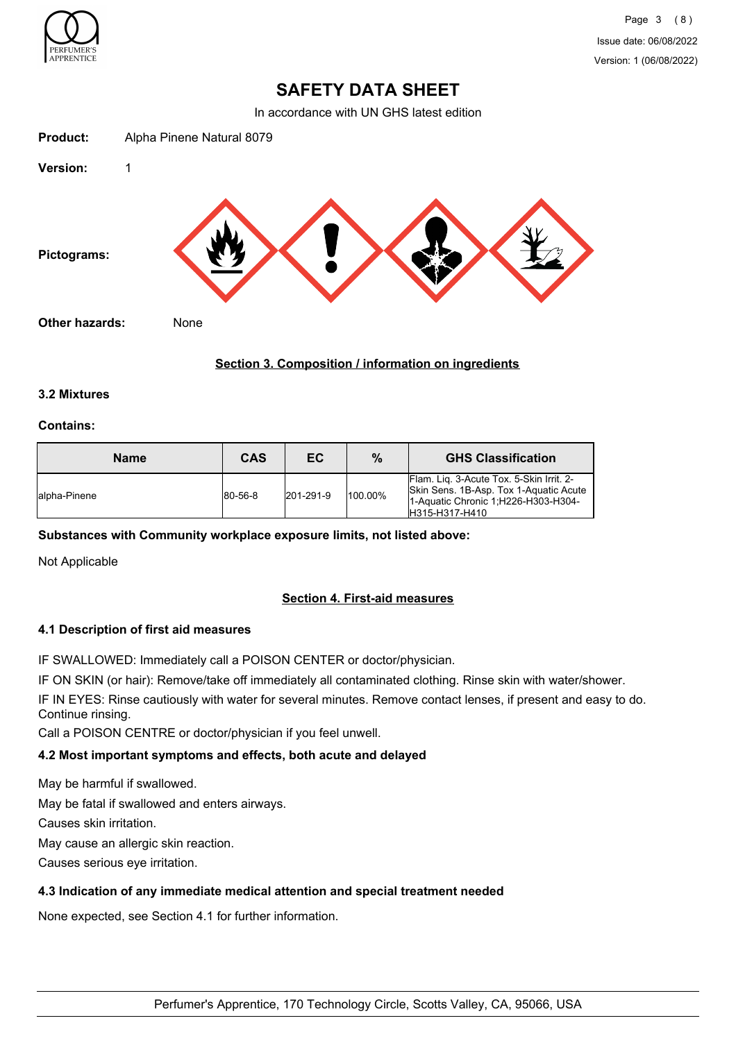# SAFETY DATA SHEET

In accordance with UN GHS latest edition

**Product:** Alpha Pinene Natural 8079

**Version:** 1

**Pictograms:**

**Other hazards:** None

## Section 3. Composition / information on ingredients

### 3.2 Mixtures

**Contains:**

| Name | CAS | EC | % | GHS Classification |
|---|---|---|---|---|
| alpha-Pinene | 80-56-8 | 201-291-9 | 100.00% | Flam. Liq. 3-Acute Tox. 5-Skin Irrit. 2-Skin Sens. 1B-Asp. Tox 1-Aquatic Acute 1-Aquatic Chronic 1;H226-H303-H304-H315-H317-H410 |

**Substances with Community workplace exposure limits, not listed above:**

Not Applicable

## Section 4. First-aid measures

### 4.1 Description of first aid measures

IF SWALLOWED: Immediately call a POISON CENTER or doctor/physician.

IF ON SKIN (or hair): Remove/take off immediately all contaminated clothing. Rinse skin with water/shower.

IF IN EYES: Rinse cautiously with water for several minutes. Remove contact lenses, if present and easy to do. Continue rinsing.

Call a POISON CENTRE or doctor/physician if you feel unwell.

### 4.2 Most important symptoms and effects, both acute and delayed

May be harmful if swallowed.

May be fatal if swallowed and enters airways.

Causes skin irritation.

May cause an allergic skin reaction.

Causes serious eye irritation.

### 4.3 Indication of any immediate medical attention and special treatment needed

None expected, see Section 4.1 for further information.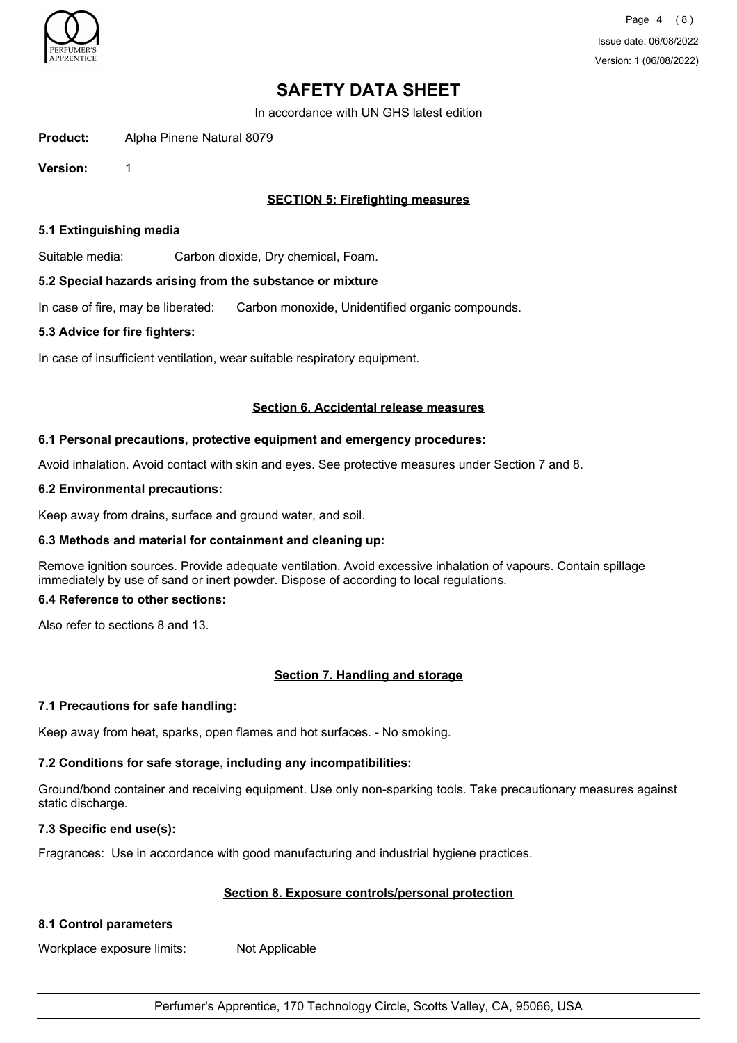# SAFETY DATA SHEET

In accordance with UN GHS latest edition

**Product:** Alpha Pinene Natural 8079

**Version:** 1

## SECTION 5: Firefighting measures

### 5.1 Extinguishing media

Suitable media: Carbon dioxide, Dry chemical, Foam.

### 5.2 Special hazards arising from the substance or mixture

In case of fire, may be liberated: Carbon monoxide, Unidentified organic compounds.

### 5.3 Advice for fire fighters:

In case of insufficient ventilation, wear suitable respiratory equipment.

## Section 6. Accidental release measures

### 6.1 Personal precautions, protective equipment and emergency procedures:

Avoid inhalation. Avoid contact with skin and eyes. See protective measures under Section 7 and 8.

### 6.2 Environmental precautions:

Keep away from drains, surface and ground water, and soil.

### 6.3 Methods and material for containment and cleaning up:

Remove ignition sources. Provide adequate ventilation. Avoid excessive inhalation of vapours. Contain spillage immediately by use of sand or inert powder. Dispose of according to local regulations.

### 6.4 Reference to other sections:

Also refer to sections 8 and 13.

## Section 7. Handling and storage

### 7.1 Precautions for safe handling:

Keep away from heat, sparks, open flames and hot surfaces. - No smoking.

### 7.2 Conditions for safe storage, including any incompatibilities:

Ground/bond container and receiving equipment. Use only non-sparking tools. Take precautionary measures against static discharge.

### 7.3 Specific end use(s):

Fragrances: Use in accordance with good manufacturing and industrial hygiene practices.

## Section 8. Exposure controls/personal protection

### 8.1 Control parameters

Workplace exposure limits: Not Applicable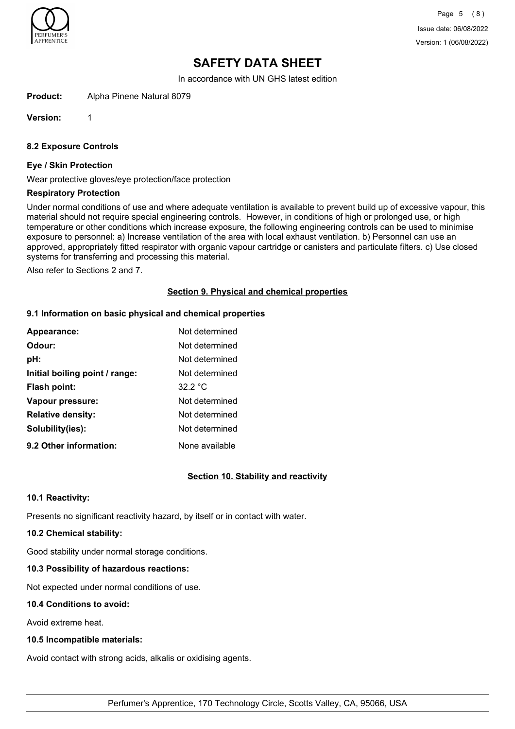# SAFETY DATA SHEET

In accordance with UN GHS latest edition

**Product:** Alpha Pinene Natural 8079

**Version:** 1

#### 8.2 Exposure Controls

#### Eye / Skin Protection

Wear protective gloves/eye protection/face protection

#### Respiratory Protection

Under normal conditions of use and where adequate ventilation is available to prevent build up of excessive vapour, this material should not require special engineering controls. However, in conditions of high or prolonged use, or high temperature or other conditions which increase exposure, the following engineering controls can be used to minimise exposure to personnel: a) Increase ventilation of the area with local exhaust ventilation. b) Personnel can use an approved, appropriately fitted respirator with organic vapour cartridge or canisters and particulate filters. c) Use closed systems for transferring and processing this material.

Also refer to Sections 2 and 7.

## Section 9. Physical and chemical properties

#### 9.1 Information on basic physical and chemical properties

| | |
|---|---|
| **Appearance:** | Not determined |
| **Odour:** | Not determined |
| **pH:** | Not determined |
| **Initial boiling point / range:** | Not determined |
| **Flash point:** | 32.2 °C |
| **Vapour pressure:** | Not determined |
| **Relative density:** | Not determined |
| **Solubility(ies):** | Not determined |
| **9.2 Other information:** | None available |

## Section 10. Stability and reactivity

#### 10.1 Reactivity:

Presents no significant reactivity hazard, by itself or in contact with water.

#### 10.2 Chemical stability:

Good stability under normal storage conditions.

#### 10.3 Possibility of hazardous reactions:

Not expected under normal conditions of use.

#### 10.4 Conditions to avoid:

Avoid extreme heat.

#### 10.5 Incompatible materials:

Avoid contact with strong acids, alkalis or oxidising agents.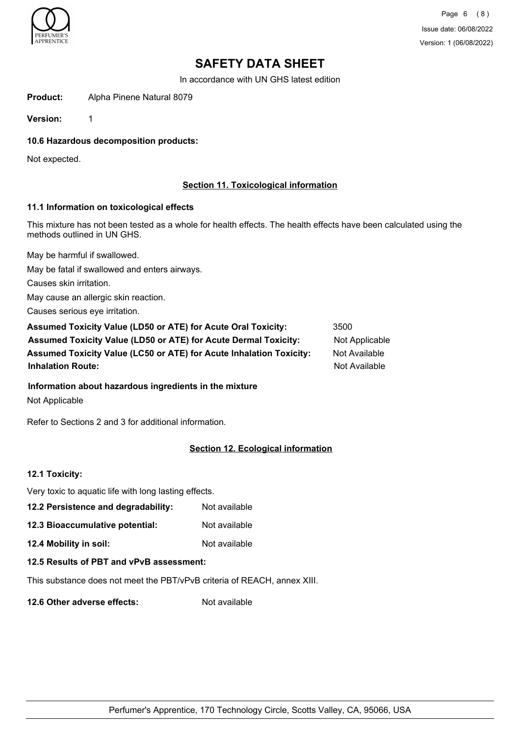# SAFETY DATA SHEET

In accordance with UN GHS latest edition

**Product:** Alpha Pinene Natural 8079

**Version:** 1

### 10.6 Hazardous decomposition products:

Not expected.

## Section 11. Toxicological information

### 11.1 Information on toxicological effects

This mixture has not been tested as a whole for health effects. The health effects have been calculated using the methods outlined in UN GHS.

May be harmful if swallowed.

May be fatal if swallowed and enters airways.

Causes skin irritation.

May cause an allergic skin reaction.

Causes serious eye irritation.

| | |
|---|---|
| **Assumed Toxicity Value (LD50 or ATE) for Acute Oral Toxicity:** | 3500 |
| **Assumed Toxicity Value (LD50 or ATE) for Acute Dermal Toxicity:** | Not Applicable |
| **Assumed Toxicity Value (LC50 or ATE) for Acute Inhalation Toxicity:** | Not Available |
| **Inhalation Route:** | Not Available |

**Information about hazardous ingredients in the mixture**

Not Applicable

Refer to Sections 2 and 3 for additional information.

## Section 12. Ecological information

### 12.1 Toxicity:

Very toxic to aquatic life with long lasting effects.

**12.2 Persistence and degradability:** Not available

**12.3 Bioaccumulative potential:** Not available

**12.4 Mobility in soil:** Not available

### 12.5 Results of PBT and vPvB assessment:

This substance does not meet the PBT/vPvB criteria of REACH, annex XIII.

**12.6 Other adverse effects:** Not available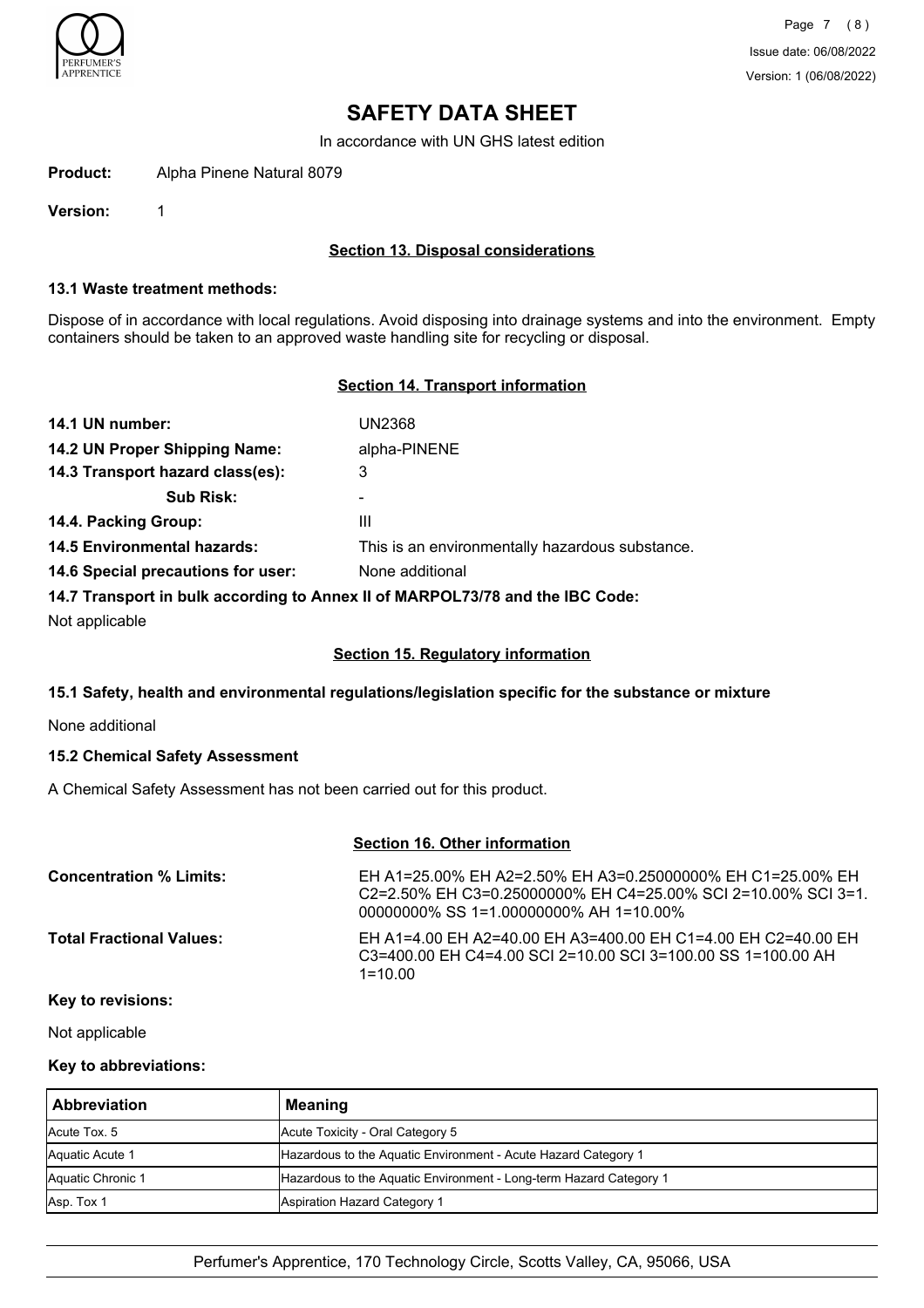# SAFETY DATA SHEET

In accordance with UN GHS latest edition

**Product:** Alpha Pinene Natural 8079

**Version:** 1

## Section 13. Disposal considerations

### 13.1 Waste treatment methods:

Dispose of in accordance with local regulations. Avoid disposing into drainage systems and into the environment. Empty containers should be taken to an approved waste handling site for recycling or disposal.

## Section 14. Transport information

**14.1 UN number:** UN2368

**14.2 UN Proper Shipping Name:** alpha-PINENE

**14.3 Transport hazard class(es):** 3

**Sub Risk:** -

**14.4. Packing Group:** III

**14.5 Environmental hazards:** This is an environmentally hazardous substance.

**14.6 Special precautions for user:** None additional

**14.7 Transport in bulk according to Annex II of MARPOL73/78 and the IBC Code:**

Not applicable

## Section 15. Regulatory information

### 15.1 Safety, health and environmental regulations/legislation specific for the substance or mixture

None additional

### 15.2 Chemical Safety Assessment

A Chemical Safety Assessment has not been carried out for this product.

## Section 16. Other information

**Concentration % Limits:** EH A1=25.00% EH A2=2.50% EH A3=0.25000000% EH C1=25.00% EH C2=2.50% EH C3=0.25000000% EH C4=25.00% SCI 2=10.00% SCI 3=1.00000000% SS 1=1.00000000% AH 1=10.00%

**Total Fractional Values:** EH A1=4.00 EH A2=40.00 EH A3=400.00 EH C1=4.00 EH C2=40.00 EH C3=400.00 EH C4=4.00 SCI 2=10.00 SCI 3=100.00 SS 1=100.00 AH 1=10.00

**Key to revisions:**

Not applicable

**Key to abbreviations:**

| Abbreviation | Meaning |
|---|---|
| Acute Tox. 5 | Acute Toxicity - Oral Category 5 |
| Aquatic Acute 1 | Hazardous to the Aquatic Environment - Acute Hazard Category 1 |
| Aquatic Chronic 1 | Hazardous to the Aquatic Environment - Long-term Hazard Category 1 |
| Asp. Tox 1 | Aspiration Hazard Category 1 |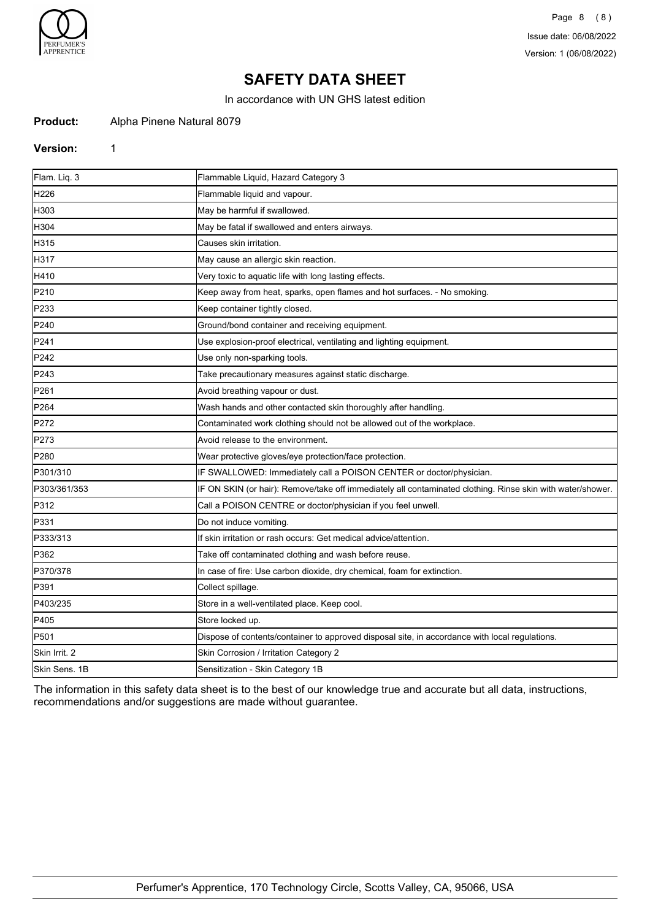# SAFETY DATA SHEET

In accordance with UN GHS latest edition

**Product:** Alpha Pinene Natural 8079

**Version:** 1

| | |
|---|---|
| Flam. Liq. 3 | Flammable Liquid, Hazard Category 3 |
| H226 | Flammable liquid and vapour. |
| H303 | May be harmful if swallowed. |
| H304 | May be fatal if swallowed and enters airways. |
| H315 | Causes skin irritation. |
| H317 | May cause an allergic skin reaction. |
| H410 | Very toxic to aquatic life with long lasting effects. |
| P210 | Keep away from heat, sparks, open flames and hot surfaces. - No smoking. |
| P233 | Keep container tightly closed. |
| P240 | Ground/bond container and receiving equipment. |
| P241 | Use explosion-proof electrical, ventilating and lighting equipment. |
| P242 | Use only non-sparking tools. |
| P243 | Take precautionary measures against static discharge. |
| P261 | Avoid breathing vapour or dust. |
| P264 | Wash hands and other contacted skin thoroughly after handling. |
| P272 | Contaminated work clothing should not be allowed out of the workplace. |
| P273 | Avoid release to the environment. |
| P280 | Wear protective gloves/eye protection/face protection. |
| P301/310 | IF SWALLOWED: Immediately call a POISON CENTER or doctor/physician. |
| P303/361/353 | IF ON SKIN (or hair): Remove/take off immediately all contaminated clothing. Rinse skin with water/shower. |
| P312 | Call a POISON CENTRE or doctor/physician if you feel unwell. |
| P331 | Do not induce vomiting. |
| P333/313 | If skin irritation or rash occurs: Get medical advice/attention. |
| P362 | Take off contaminated clothing and wash before reuse. |
| P370/378 | In case of fire: Use carbon dioxide, dry chemical, foam for extinction. |
| P391 | Collect spillage. |
| P403/235 | Store in a well-ventilated place. Keep cool. |
| P405 | Store locked up. |
| P501 | Dispose of contents/container to approved disposal site, in accordance with local regulations. |
| Skin Irrit. 2 | Skin Corrosion / Irritation Category 2 |
| Skin Sens. 1B | Sensitization - Skin Category 1B |

The information in this safety data sheet is to the best of our knowledge true and accurate but all data, instructions, recommendations and/or suggestions are made without guarantee.